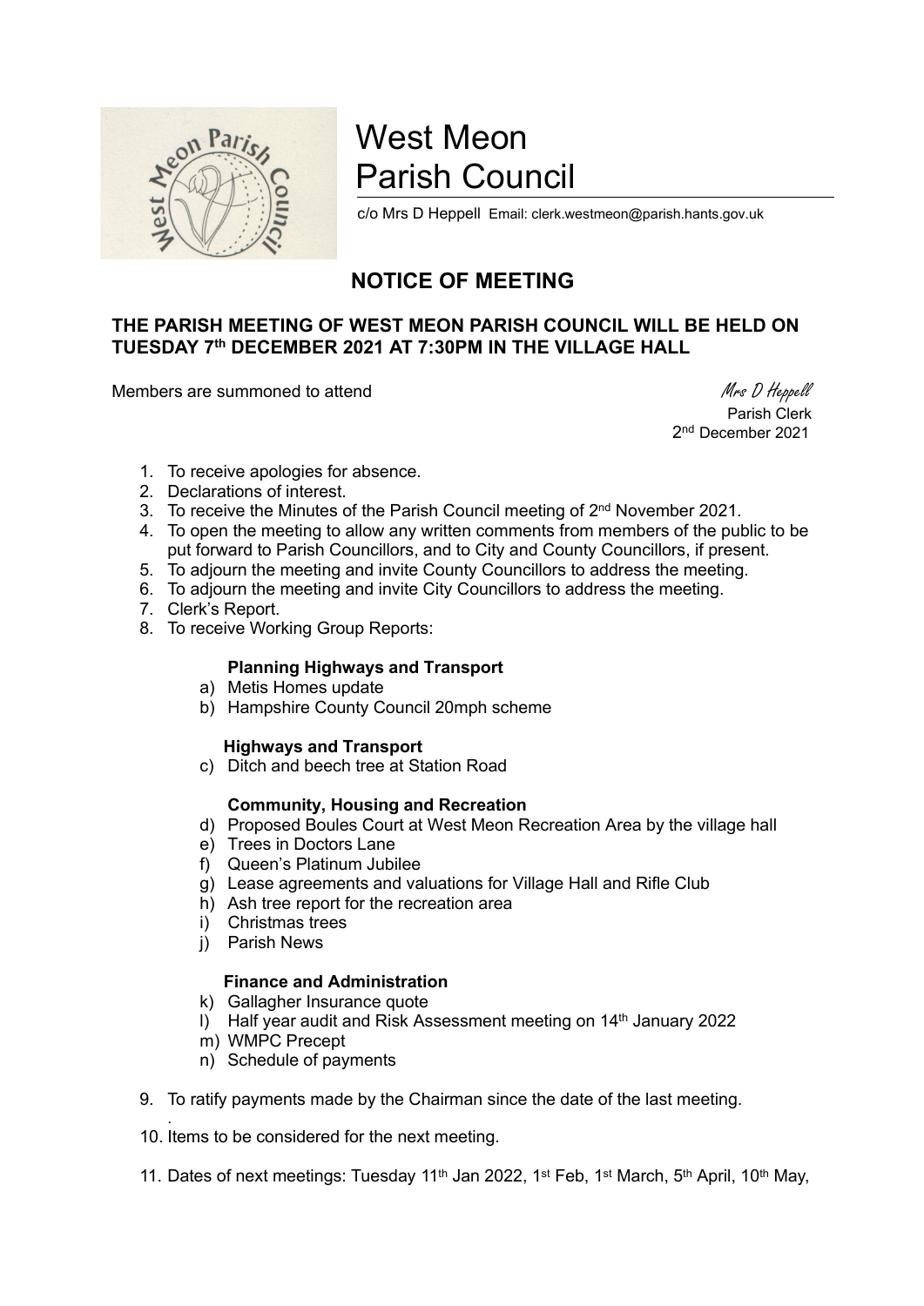# West Meon Parish Council

c/o Mrs D Heppell Email: clerk.westmeon@parish.hants.gov.uk

## NOTICE OF MEETING

**THE PARISH MEETING OF WEST MEON PARISH COUNCIL WILL BE HELD ON TUESDAY 7th DECEMBER 2021 AT 7:30PM IN THE VILLAGE HALL**

Members are summoned to attend

*Mrs D Heppell*
Parish Clerk
2nd December 2021

1. To receive apologies for absence.
2. Declarations of interest.
3. To receive the Minutes of the Parish Council meeting of 2nd November 2021.
4. To open the meeting to allow any written comments from members of the public to be put forward to Parish Councillors, and to City and County Councillors, if present.
5. To adjourn the meeting and invite County Councillors to address the meeting.
6. To adjourn the meeting and invite City Councillors to address the meeting.
7. Clerk's Report.
8. To receive Working Group Reports:

**Planning Highways and Transport**

a) Metis Homes update
b) Hampshire County Council 20mph scheme

**Highways and Transport**

c) Ditch and beech tree at Station Road

**Community, Housing and Recreation**

d) Proposed Boules Court at West Meon Recreation Area by the village hall
e) Trees in Doctors Lane
f) Queen's Platinum Jubilee
g) Lease agreements and valuations for Village Hall and Rifle Club
h) Ash tree report for the recreation area
i) Christmas trees
j) Parish News

**Finance and Administration**

k) Gallagher Insurance quote
l) Half year audit and Risk Assessment meeting on 14th January 2022
m) WMPC Precept
n) Schedule of payments

9. To ratify payments made by the Chairman since the date of the last meeting.
10. Items to be considered for the next meeting.
11. Dates of next meetings: Tuesday 11th Jan 2022, 1st Feb, 1st March, 5th April, 10th May,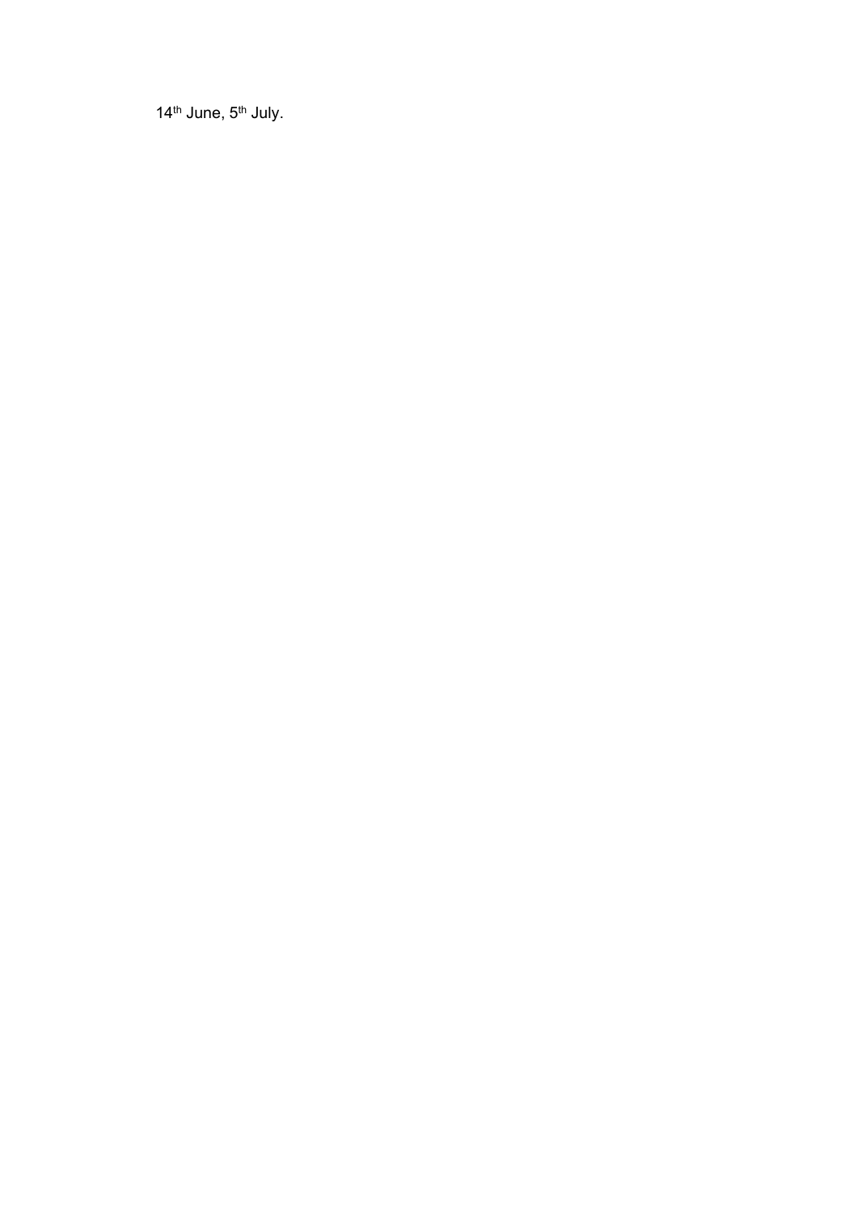14th June, 5th July.